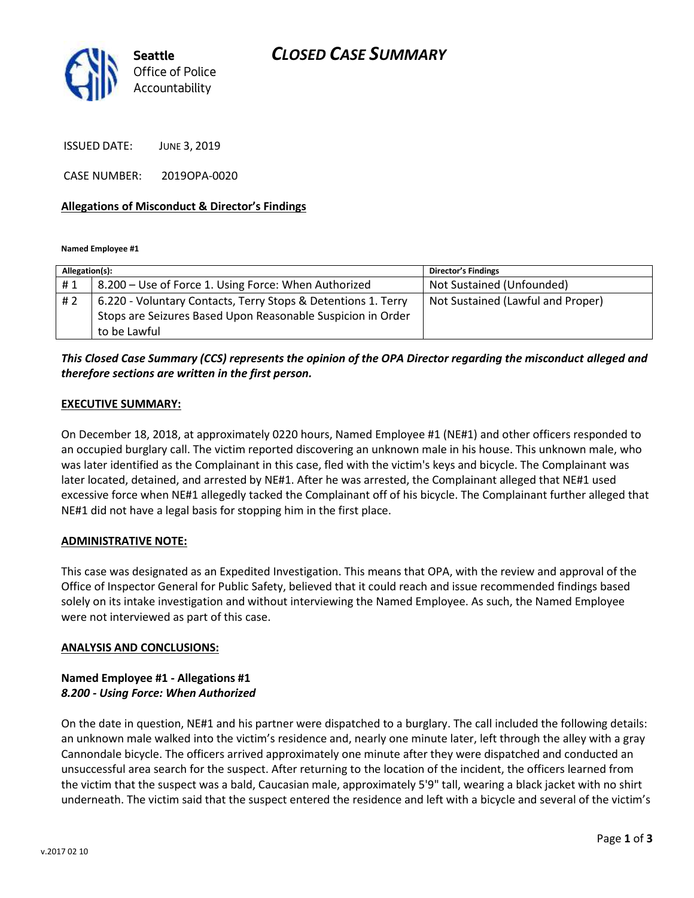Seattle Office of Police Accountability

# CLOSED CASE SUMMARY

ISSUED DATE: JUNE 3, 2019

CASE NUMBER: 2019OPA-0020

**Allegations of Misconduct & Director's Findings**

**Named Employee #1**

| Allegation(s): | | Director's Findings |
|---|---|---|
| # 1 | 8.200 – Use of Force 1. Using Force: When Authorized | Not Sustained (Unfounded) |
| # 2 | 6.220 - Voluntary Contacts, Terry Stops & Detentions 1. Terry Stops are Seizures Based Upon Reasonable Suspicion in Order to be Lawful | Not Sustained (Lawful and Proper) |

***This Closed Case Summary (CCS) represents the opinion of the OPA Director regarding the misconduct alleged and therefore sections are written in the first person.***

**EXECUTIVE SUMMARY:**

On December 18, 2018, at approximately 0220 hours, Named Employee #1 (NE#1) and other officers responded to an occupied burglary call. The victim reported discovering an unknown male in his house. This unknown male, who was later identified as the Complainant in this case, fled with the victim's keys and bicycle. The Complainant was later located, detained, and arrested by NE#1. After he was arrested, the Complainant alleged that NE#1 used excessive force when NE#1 allegedly tacked the Complainant off of his bicycle. The Complainant further alleged that NE#1 did not have a legal basis for stopping him in the first place.

**ADMINISTRATIVE NOTE:**

This case was designated as an Expedited Investigation. This means that OPA, with the review and approval of the Office of Inspector General for Public Safety, believed that it could reach and issue recommended findings based solely on its intake investigation and without interviewing the Named Employee. As such, the Named Employee were not interviewed as part of this case.

**ANALYSIS AND CONCLUSIONS:**

**Named Employee #1 - Allegations #1**
***8.200 - Using Force: When Authorized***

On the date in question, NE#1 and his partner were dispatched to a burglary. The call included the following details: an unknown male walked into the victim's residence and, nearly one minute later, left through the alley with a gray Cannondale bicycle. The officers arrived approximately one minute after they were dispatched and conducted an unsuccessful area search for the suspect. After returning to the location of the incident, the officers learned from the victim that the suspect was a bald, Caucasian male, approximately 5'9" tall, wearing a black jacket with no shirt underneath. The victim said that the suspect entered the residence and left with a bicycle and several of the victim's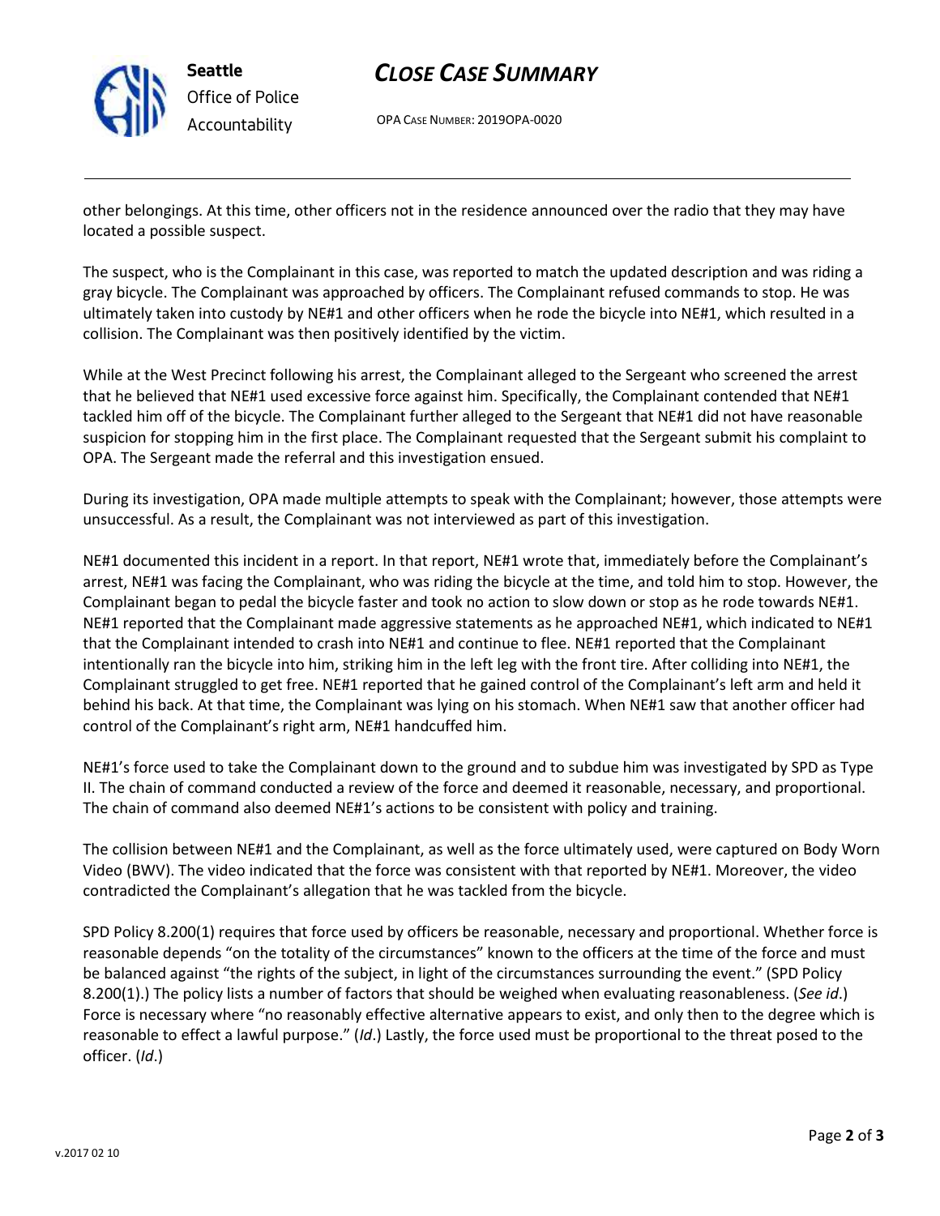other belongings. At this time, other officers not in the residence announced over the radio that they may have located a possible suspect.

The suspect, who is the Complainant in this case, was reported to match the updated description and was riding a gray bicycle. The Complainant was approached by officers. The Complainant refused commands to stop. He was ultimately taken into custody by NE#1 and other officers when he rode the bicycle into NE#1, which resulted in a collision. The Complainant was then positively identified by the victim.

While at the West Precinct following his arrest, the Complainant alleged to the Sergeant who screened the arrest that he believed that NE#1 used excessive force against him. Specifically, the Complainant contended that NE#1 tackled him off of the bicycle. The Complainant further alleged to the Sergeant that NE#1 did not have reasonable suspicion for stopping him in the first place. The Complainant requested that the Sergeant submit his complaint to OPA. The Sergeant made the referral and this investigation ensued.

During its investigation, OPA made multiple attempts to speak with the Complainant; however, those attempts were unsuccessful. As a result, the Complainant was not interviewed as part of this investigation.

NE#1 documented this incident in a report. In that report, NE#1 wrote that, immediately before the Complainant's arrest, NE#1 was facing the Complainant, who was riding the bicycle at the time, and told him to stop. However, the Complainant began to pedal the bicycle faster and took no action to slow down or stop as he rode towards NE#1. NE#1 reported that the Complainant made aggressive statements as he approached NE#1, which indicated to NE#1 that the Complainant intended to crash into NE#1 and continue to flee. NE#1 reported that the Complainant intentionally ran the bicycle into him, striking him in the left leg with the front tire. After colliding into NE#1, the Complainant struggled to get free. NE#1 reported that he gained control of the Complainant's left arm and held it behind his back. At that time, the Complainant was lying on his stomach. When NE#1 saw that another officer had control of the Complainant's right arm, NE#1 handcuffed him.

NE#1's force used to take the Complainant down to the ground and to subdue him was investigated by SPD as Type II. The chain of command conducted a review of the force and deemed it reasonable, necessary, and proportional. The chain of command also deemed NE#1's actions to be consistent with policy and training.

The collision between NE#1 and the Complainant, as well as the force ultimately used, were captured on Body Worn Video (BWV). The video indicated that the force was consistent with that reported by NE#1. Moreover, the video contradicted the Complainant's allegation that he was tackled from the bicycle.

SPD Policy 8.200(1) requires that force used by officers be reasonable, necessary and proportional. Whether force is reasonable depends "on the totality of the circumstances" known to the officers at the time of the force and must be balanced against "the rights of the subject, in light of the circumstances surrounding the event." (SPD Policy 8.200(1).) The policy lists a number of factors that should be weighed when evaluating reasonableness. (*See id*.) Force is necessary where "no reasonably effective alternative appears to exist, and only then to the degree which is reasonable to effect a lawful purpose." (*Id*.) Lastly, the force used must be proportional to the threat posed to the officer. (*Id*.)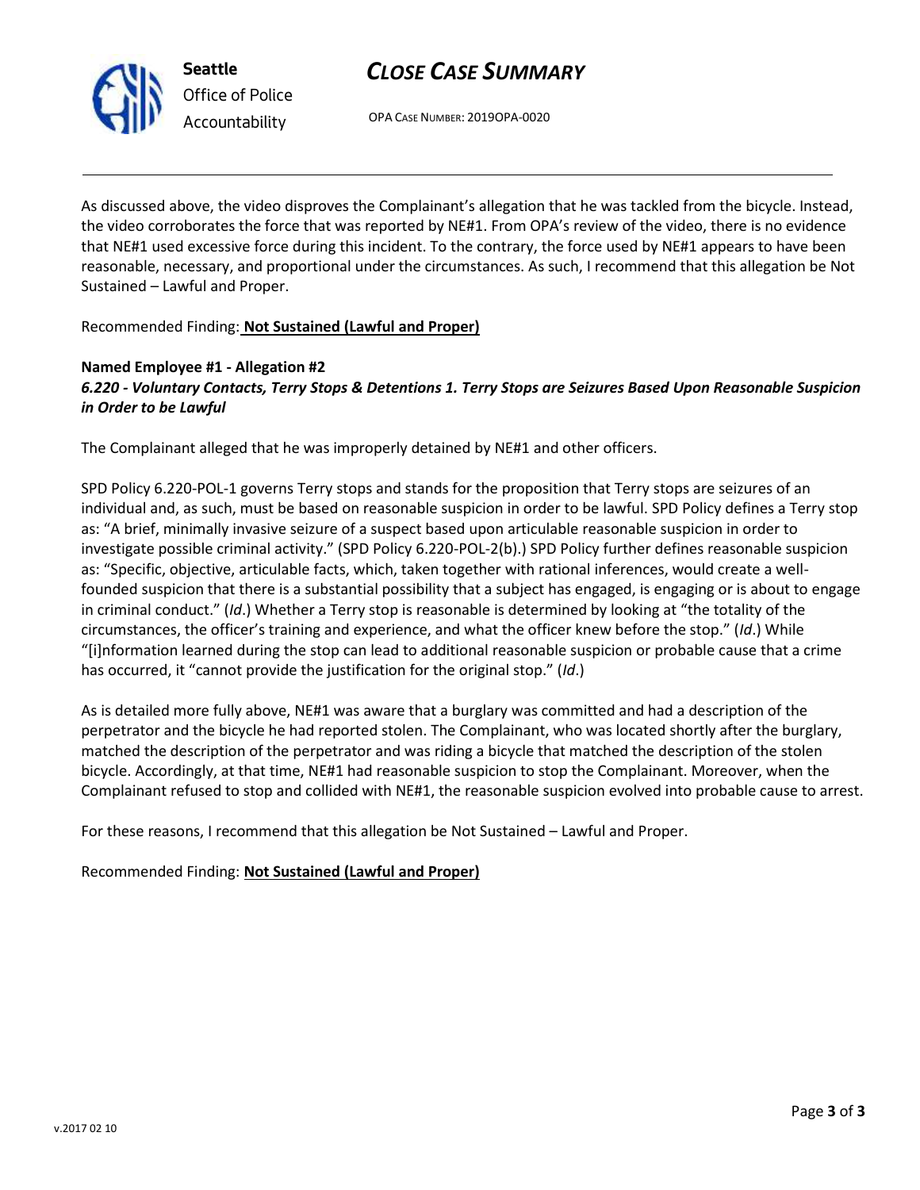As discussed above, the video disproves the Complainant's allegation that he was tackled from the bicycle. Instead, the video corroborates the force that was reported by NE#1. From OPA's review of the video, there is no evidence that NE#1 used excessive force during this incident. To the contrary, the force used by NE#1 appears to have been reasonable, necessary, and proportional under the circumstances. As such, I recommend that this allegation be Not Sustained – Lawful and Proper.

Recommended Finding: **Not Sustained (Lawful and Proper)**

**Named Employee #1 - Allegation #2**
***6.220 - Voluntary Contacts, Terry Stops & Detentions 1. Terry Stops are Seizures Based Upon Reasonable Suspicion in Order to be Lawful***

The Complainant alleged that he was improperly detained by NE#1 and other officers.

SPD Policy 6.220-POL-1 governs Terry stops and stands for the proposition that Terry stops are seizures of an individual and, as such, must be based on reasonable suspicion in order to be lawful. SPD Policy defines a Terry stop as: "A brief, minimally invasive seizure of a suspect based upon articulable reasonable suspicion in order to investigate possible criminal activity." (SPD Policy 6.220-POL-2(b).) SPD Policy further defines reasonable suspicion as: "Specific, objective, articulable facts, which, taken together with rational inferences, would create a well-founded suspicion that there is a substantial possibility that a subject has engaged, is engaging or is about to engage in criminal conduct." (*Id*.) Whether a Terry stop is reasonable is determined by looking at "the totality of the circumstances, the officer's training and experience, and what the officer knew before the stop." (*Id*.) While "[i]nformation learned during the stop can lead to additional reasonable suspicion or probable cause that a crime has occurred, it "cannot provide the justification for the original stop." (*Id*.)

As is detailed more fully above, NE#1 was aware that a burglary was committed and had a description of the perpetrator and the bicycle he had reported stolen. The Complainant, who was located shortly after the burglary, matched the description of the perpetrator and was riding a bicycle that matched the description of the stolen bicycle. Accordingly, at that time, NE#1 had reasonable suspicion to stop the Complainant. Moreover, when the Complainant refused to stop and collided with NE#1, the reasonable suspicion evolved into probable cause to arrest.

For these reasons, I recommend that this allegation be Not Sustained – Lawful and Proper.

Recommended Finding: **Not Sustained (Lawful and Proper)**